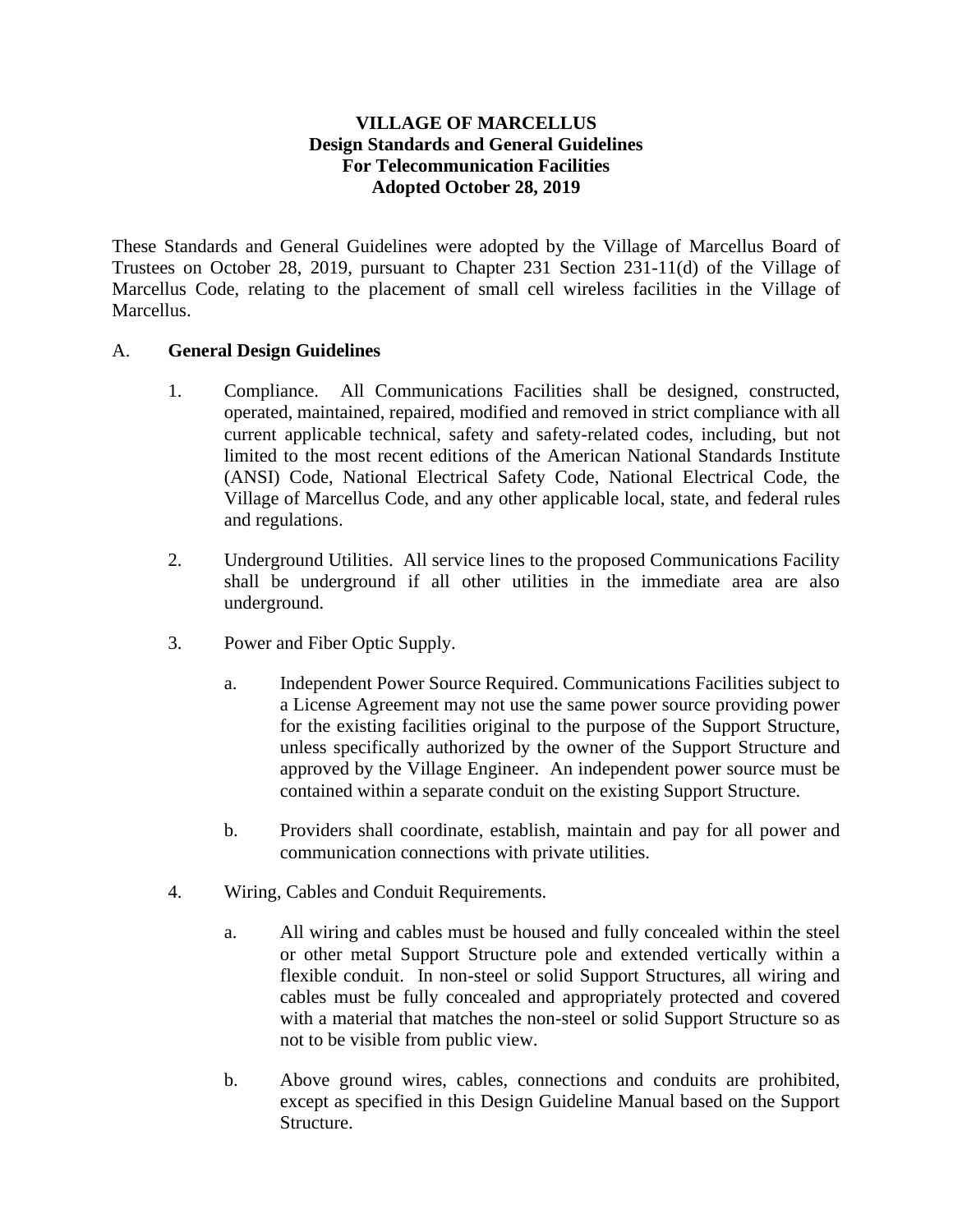# VILLAGE OF MARCELLUS
## Design Standards and General Guidelines
## For Telecommunication Facilities
## Adopted October 28, 2019

These Standards and General Guidelines were adopted by the Village of Marcellus Board of Trustees on October 28, 2019, pursuant to Chapter 231 Section 231-11(d) of the Village of Marcellus Code, relating to the placement of small cell wireless facilities in the Village of Marcellus.

A. **General Design Guidelines**

1. Compliance. All Communications Facilities shall be designed, constructed, operated, maintained, repaired, modified and removed in strict compliance with all current applicable technical, safety and safety-related codes, including, but not limited to the most recent editions of the American National Standards Institute (ANSI) Code, National Electrical Safety Code, National Electrical Code, the Village of Marcellus Code, and any other applicable local, state, and federal rules and regulations.

2. Underground Utilities. All service lines to the proposed Communications Facility shall be underground if all other utilities in the immediate area are also underground.

3. Power and Fiber Optic Supply.

    a. Independent Power Source Required. Communications Facilities subject to a License Agreement may not use the same power source providing power for the existing facilities original to the purpose of the Support Structure, unless specifically authorized by the owner of the Support Structure and approved by the Village Engineer. An independent power source must be contained within a separate conduit on the existing Support Structure.

    b. Providers shall coordinate, establish, maintain and pay for all power and communication connections with private utilities.

4. Wiring, Cables and Conduit Requirements.

    a. All wiring and cables must be housed and fully concealed within the steel or other metal Support Structure pole and extended vertically within a flexible conduit. In non-steel or solid Support Structures, all wiring and cables must be fully concealed and appropriately protected and covered with a material that matches the non-steel or solid Support Structure so as not to be visible from public view.

    b. Above ground wires, cables, connections and conduits are prohibited, except as specified in this Design Guideline Manual based on the Support Structure.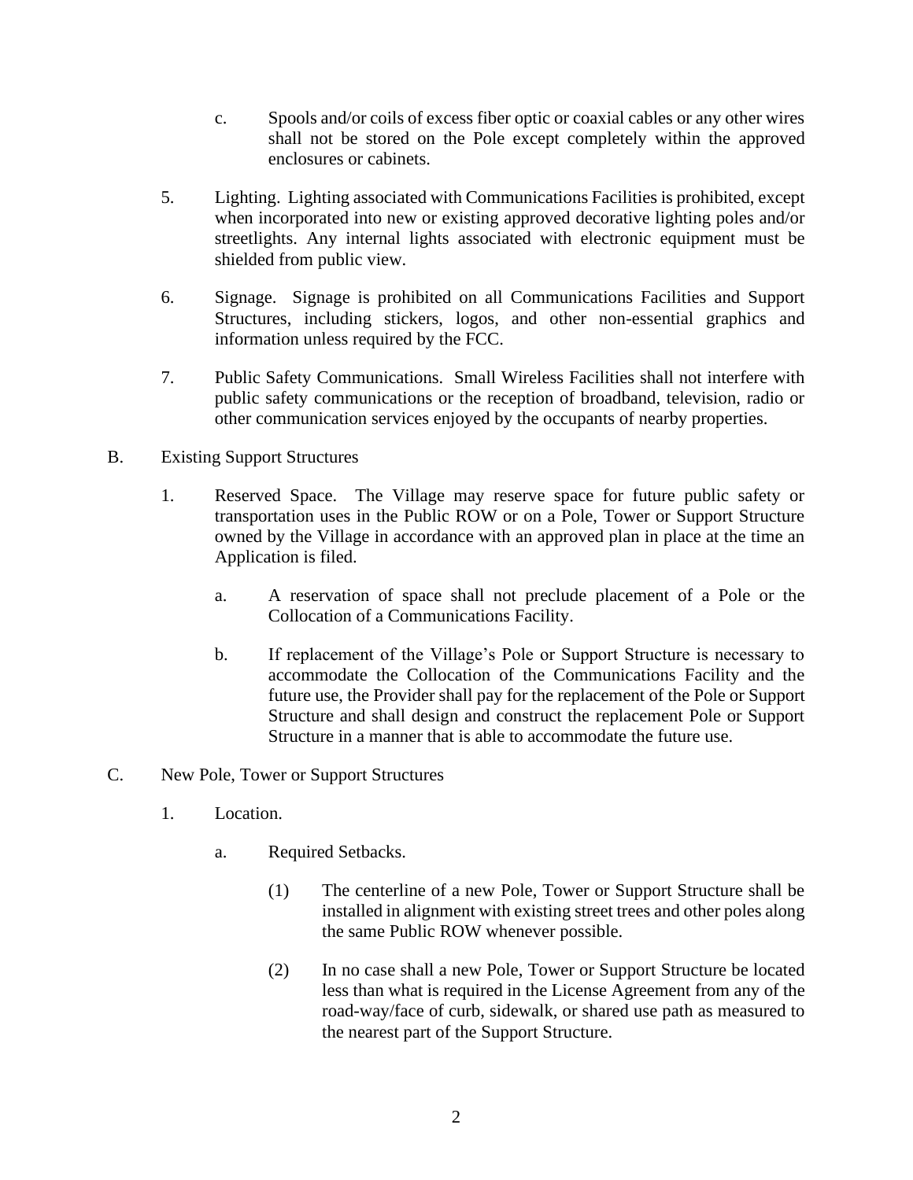c. Spools and/or coils of excess fiber optic or coaxial cables or any other wires shall not be stored on the Pole except completely within the approved enclosures or cabinets.

5. Lighting. Lighting associated with Communications Facilities is prohibited, except when incorporated into new or existing approved decorative lighting poles and/or streetlights. Any internal lights associated with electronic equipment must be shielded from public view.

6. Signage. Signage is prohibited on all Communications Facilities and Support Structures, including stickers, logos, and other non-essential graphics and information unless required by the FCC.

7. Public Safety Communications. Small Wireless Facilities shall not interfere with public safety communications or the reception of broadband, television, radio or other communication services enjoyed by the occupants of nearby properties.

B. Existing Support Structures

1. Reserved Space. The Village may reserve space for future public safety or transportation uses in the Public ROW or on a Pole, Tower or Support Structure owned by the Village in accordance with an approved plan in place at the time an Application is filed.

   a. A reservation of space shall not preclude placement of a Pole or the Collocation of a Communications Facility.

   b. If replacement of the Village's Pole or Support Structure is necessary to accommodate the Collocation of the Communications Facility and the future use, the Provider shall pay for the replacement of the Pole or Support Structure and shall design and construct the replacement Pole or Support Structure in a manner that is able to accommodate the future use.

C. New Pole, Tower or Support Structures

1. Location.

   a. Required Setbacks.

      (1) The centerline of a new Pole, Tower or Support Structure shall be installed in alignment with existing street trees and other poles along the same Public ROW whenever possible.

      (2) In no case shall a new Pole, Tower or Support Structure be located less than what is required in the License Agreement from any of the road-way/face of curb, sidewalk, or shared use path as measured to the nearest part of the Support Structure.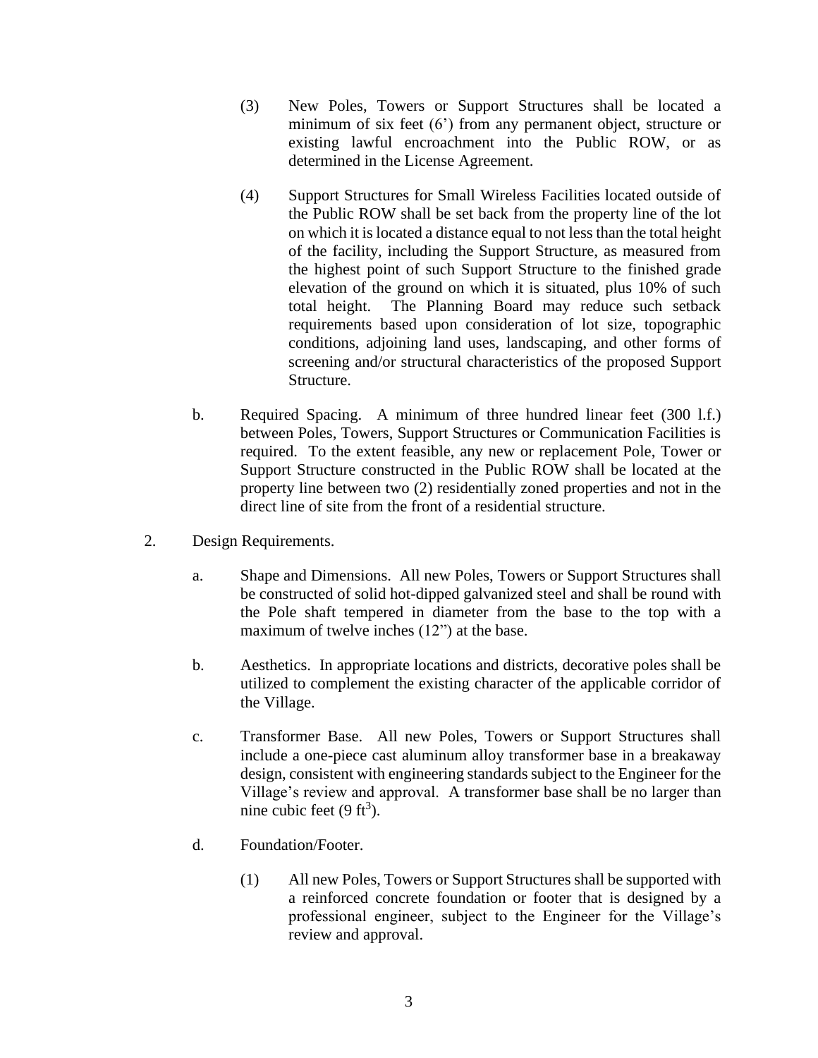(3) New Poles, Towers or Support Structures shall be located a minimum of six feet (6') from any permanent object, structure or existing lawful encroachment into the Public ROW, or as determined in the License Agreement.

(4) Support Structures for Small Wireless Facilities located outside of the Public ROW shall be set back from the property line of the lot on which it is located a distance equal to not less than the total height of the facility, including the Support Structure, as measured from the highest point of such Support Structure to the finished grade elevation of the ground on which it is situated, plus 10% of such total height. The Planning Board may reduce such setback requirements based upon consideration of lot size, topographic conditions, adjoining land uses, landscaping, and other forms of screening and/or structural characteristics of the proposed Support Structure.

b. Required Spacing. A minimum of three hundred linear feet (300 l.f.) between Poles, Towers, Support Structures or Communication Facilities is required. To the extent feasible, any new or replacement Pole, Tower or Support Structure constructed in the Public ROW shall be located at the property line between two (2) residentially zoned properties and not in the direct line of site from the front of a residential structure.

2. Design Requirements.

a. Shape and Dimensions. All new Poles, Towers or Support Structures shall be constructed of solid hot-dipped galvanized steel and shall be round with the Pole shaft tempered in diameter from the base to the top with a maximum of twelve inches (12") at the base.

b. Aesthetics. In appropriate locations and districts, decorative poles shall be utilized to complement the existing character of the applicable corridor of the Village.

c. Transformer Base. All new Poles, Towers or Support Structures shall include a one-piece cast aluminum alloy transformer base in a breakaway design, consistent with engineering standards subject to the Engineer for the Village's review and approval. A transformer base shall be no larger than nine cubic feet (9 $ft^3$).

d. Foundation/Footer.

(1) All new Poles, Towers or Support Structures shall be supported with a reinforced concrete foundation or footer that is designed by a professional engineer, subject to the Engineer for the Village's review and approval.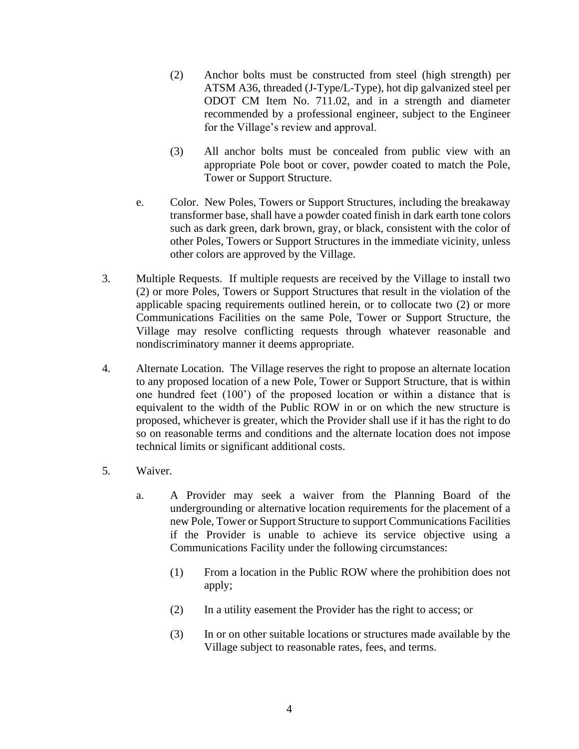(2) Anchor bolts must be constructed from steel (high strength) per ATSM A36, threaded (J-Type/L-Type), hot dip galvanized steel per ODOT CM Item No. 711.02, and in a strength and diameter recommended by a professional engineer, subject to the Engineer for the Village's review and approval.

(3) All anchor bolts must be concealed from public view with an appropriate Pole boot or cover, powder coated to match the Pole, Tower or Support Structure.

e. Color. New Poles, Towers or Support Structures, including the breakaway transformer base, shall have a powder coated finish in dark earth tone colors such as dark green, dark brown, gray, or black, consistent with the color of other Poles, Towers or Support Structures in the immediate vicinity, unless other colors are approved by the Village.

3. Multiple Requests. If multiple requests are received by the Village to install two (2) or more Poles, Towers or Support Structures that result in the violation of the applicable spacing requirements outlined herein, or to collocate two (2) or more Communications Facilities on the same Pole, Tower or Support Structure, the Village may resolve conflicting requests through whatever reasonable and nondiscriminatory manner it deems appropriate.

4. Alternate Location. The Village reserves the right to propose an alternate location to any proposed location of a new Pole, Tower or Support Structure, that is within one hundred feet (100') of the proposed location or within a distance that is equivalent to the width of the Public ROW in or on which the new structure is proposed, whichever is greater, which the Provider shall use if it has the right to do so on reasonable terms and conditions and the alternate location does not impose technical limits or significant additional costs.

5. Waiver.

a. A Provider may seek a waiver from the Planning Board of the undergrounding or alternative location requirements for the placement of a new Pole, Tower or Support Structure to support Communications Facilities if the Provider is unable to achieve its service objective using a Communications Facility under the following circumstances:

(1) From a location in the Public ROW where the prohibition does not apply;

(2) In a utility easement the Provider has the right to access; or

(3) In or on other suitable locations or structures made available by the Village subject to reasonable rates, fees, and terms.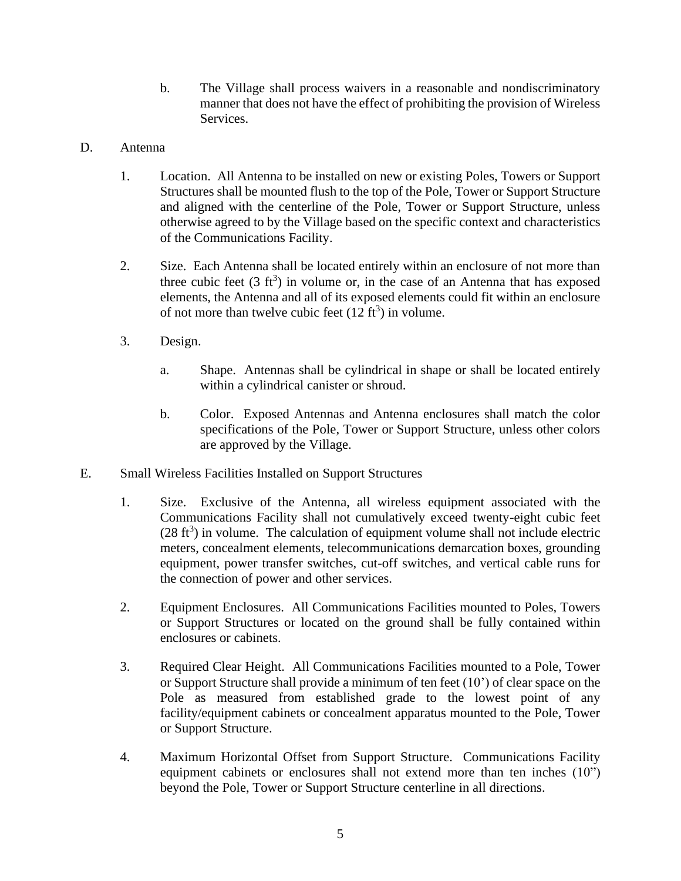b. The Village shall process waivers in a reasonable and nondiscriminatory manner that does not have the effect of prohibiting the provision of Wireless Services.

D. Antenna

1. Location. All Antenna to be installed on new or existing Poles, Towers or Support Structures shall be mounted flush to the top of the Pole, Tower or Support Structure and aligned with the centerline of the Pole, Tower or Support Structure, unless otherwise agreed to by the Village based on the specific context and characteristics of the Communications Facility.

2. Size. Each Antenna shall be located entirely within an enclosure of not more than three cubic feet (3 $ft^3$) in volume or, in the case of an Antenna that has exposed elements, the Antenna and all of its exposed elements could fit within an enclosure of not more than twelve cubic feet (12 $ft^3$) in volume.

3. Design.

   a. Shape. Antennas shall be cylindrical in shape or shall be located entirely within a cylindrical canister or shroud.

   b. Color. Exposed Antennas and Antenna enclosures shall match the color specifications of the Pole, Tower or Support Structure, unless other colors are approved by the Village.

E. Small Wireless Facilities Installed on Support Structures

1. Size. Exclusive of the Antenna, all wireless equipment associated with the Communications Facility shall not cumulatively exceed twenty-eight cubic feet (28 $ft^3$) in volume. The calculation of equipment volume shall not include electric meters, concealment elements, telecommunications demarcation boxes, grounding equipment, power transfer switches, cut-off switches, and vertical cable runs for the connection of power and other services.

2. Equipment Enclosures. All Communications Facilities mounted to Poles, Towers or Support Structures or located on the ground shall be fully contained within enclosures or cabinets.

3. Required Clear Height. All Communications Facilities mounted to a Pole, Tower or Support Structure shall provide a minimum of ten feet (10') of clear space on the Pole as measured from established grade to the lowest point of any facility/equipment cabinets or concealment apparatus mounted to the Pole, Tower or Support Structure.

4. Maximum Horizontal Offset from Support Structure. Communications Facility equipment cabinets or enclosures shall not extend more than ten inches (10") beyond the Pole, Tower or Support Structure centerline in all directions.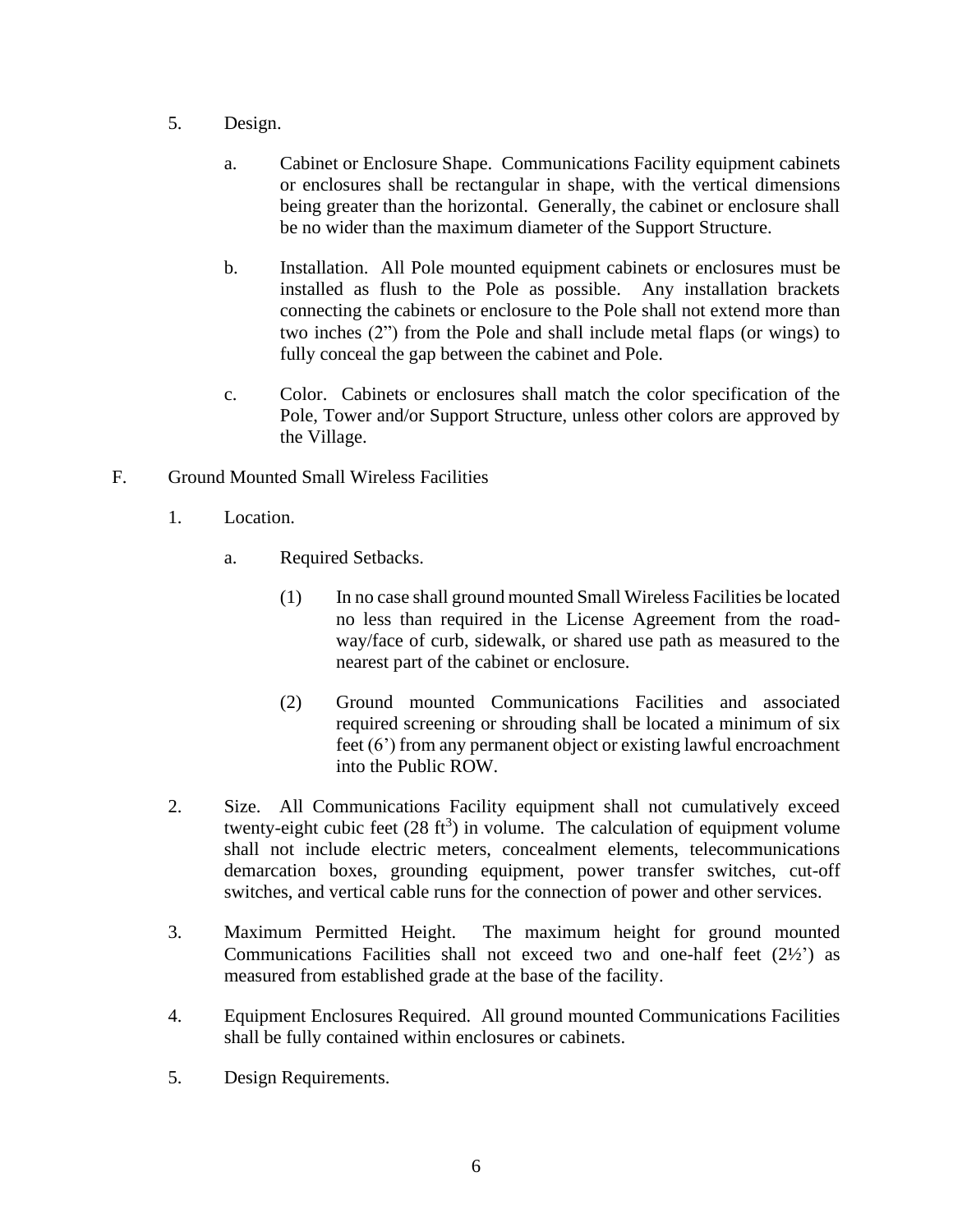5. Design.

   a. Cabinet or Enclosure Shape. Communications Facility equipment cabinets or enclosures shall be rectangular in shape, with the vertical dimensions being greater than the horizontal. Generally, the cabinet or enclosure shall be no wider than the maximum diameter of the Support Structure.

   b. Installation. All Pole mounted equipment cabinets or enclosures must be installed as flush to the Pole as possible. Any installation brackets connecting the cabinets or enclosure to the Pole shall not extend more than two inches (2") from the Pole and shall include metal flaps (or wings) to fully conceal the gap between the cabinet and Pole.

   c. Color. Cabinets or enclosures shall match the color specification of the Pole, Tower and/or Support Structure, unless other colors are approved by the Village.

F. Ground Mounted Small Wireless Facilities

1. Location.

   a. Required Setbacks.

      (1) In no case shall ground mounted Small Wireless Facilities be located no less than required in the License Agreement from the road-way/face of curb, sidewalk, or shared use path as measured to the nearest part of the cabinet or enclosure.

      (2) Ground mounted Communications Facilities and associated required screening or shrouding shall be located a minimum of six feet (6') from any permanent object or existing lawful encroachment into the Public ROW.

2. Size. All Communications Facility equipment shall not cumulatively exceed twenty-eight cubic feet (28 $ft^3$) in volume. The calculation of equipment volume shall not include electric meters, concealment elements, telecommunications demarcation boxes, grounding equipment, power transfer switches, cut-off switches, and vertical cable runs for the connection of power and other services.

3. Maximum Permitted Height. The maximum height for ground mounted Communications Facilities shall not exceed two and one-half feet (2½') as measured from established grade at the base of the facility.

4. Equipment Enclosures Required. All ground mounted Communications Facilities shall be fully contained within enclosures or cabinets.

5. Design Requirements.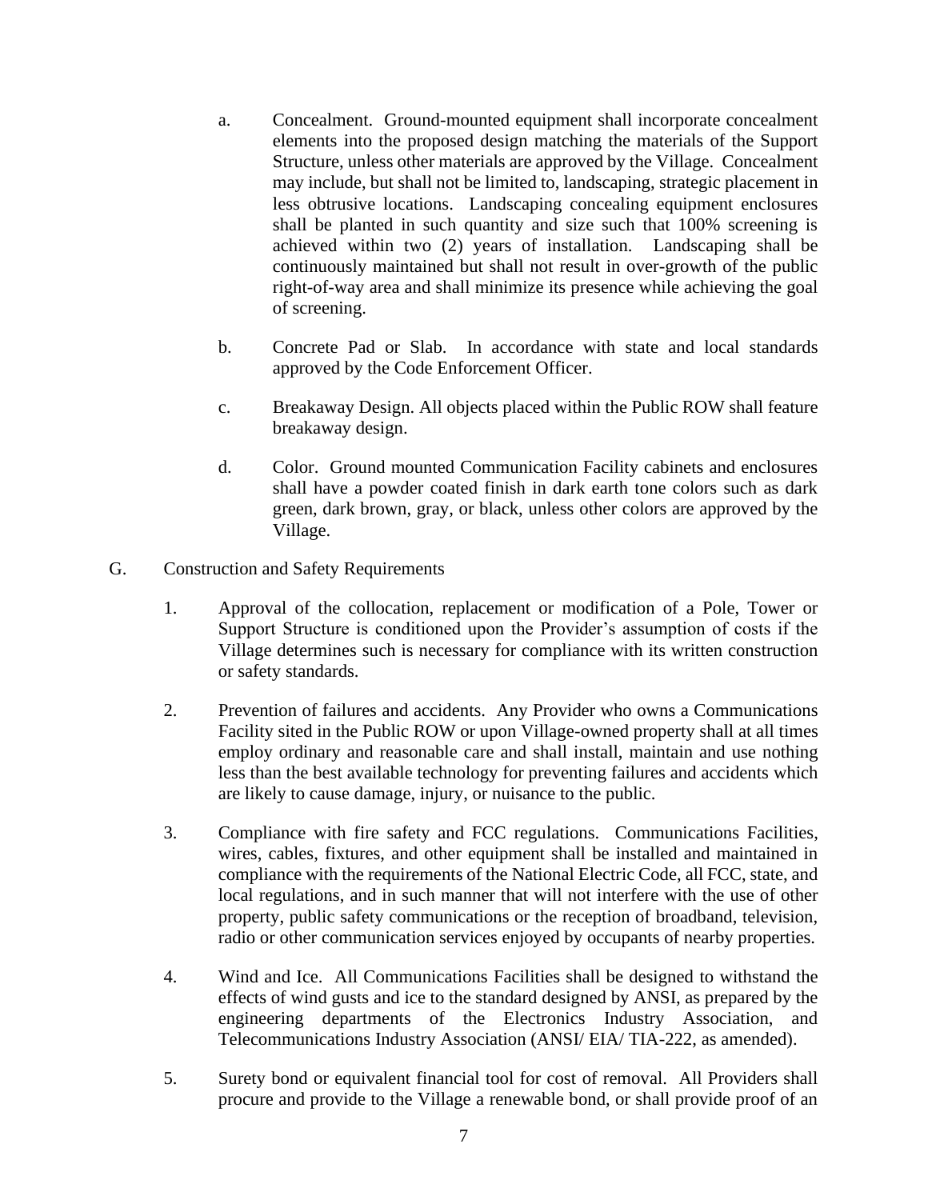a. Concealment. Ground-mounted equipment shall incorporate concealment elements into the proposed design matching the materials of the Support Structure, unless other materials are approved by the Village. Concealment may include, but shall not be limited to, landscaping, strategic placement in less obtrusive locations. Landscaping concealing equipment enclosures shall be planted in such quantity and size such that 100% screening is achieved within two (2) years of installation. Landscaping shall be continuously maintained but shall not result in over-growth of the public right-of-way area and shall minimize its presence while achieving the goal of screening.

b. Concrete Pad or Slab. In accordance with state and local standards approved by the Code Enforcement Officer.

c. Breakaway Design. All objects placed within the Public ROW shall feature breakaway design.

d. Color. Ground mounted Communication Facility cabinets and enclosures shall have a powder coated finish in dark earth tone colors such as dark green, dark brown, gray, or black, unless other colors are approved by the Village.

G. Construction and Safety Requirements

1. Approval of the collocation, replacement or modification of a Pole, Tower or Support Structure is conditioned upon the Provider's assumption of costs if the Village determines such is necessary for compliance with its written construction or safety standards.

2. Prevention of failures and accidents. Any Provider who owns a Communications Facility sited in the Public ROW or upon Village-owned property shall at all times employ ordinary and reasonable care and shall install, maintain and use nothing less than the best available technology for preventing failures and accidents which are likely to cause damage, injury, or nuisance to the public.

3. Compliance with fire safety and FCC regulations. Communications Facilities, wires, cables, fixtures, and other equipment shall be installed and maintained in compliance with the requirements of the National Electric Code, all FCC, state, and local regulations, and in such manner that will not interfere with the use of other property, public safety communications or the reception of broadband, television, radio or other communication services enjoyed by occupants of nearby properties.

4. Wind and Ice. All Communications Facilities shall be designed to withstand the effects of wind gusts and ice to the standard designed by ANSI, as prepared by the engineering departments of the Electronics Industry Association, and Telecommunications Industry Association (ANSI/ EIA/ TIA-222, as amended).

5. Surety bond or equivalent financial tool for cost of removal. All Providers shall procure and provide to the Village a renewable bond, or shall provide proof of an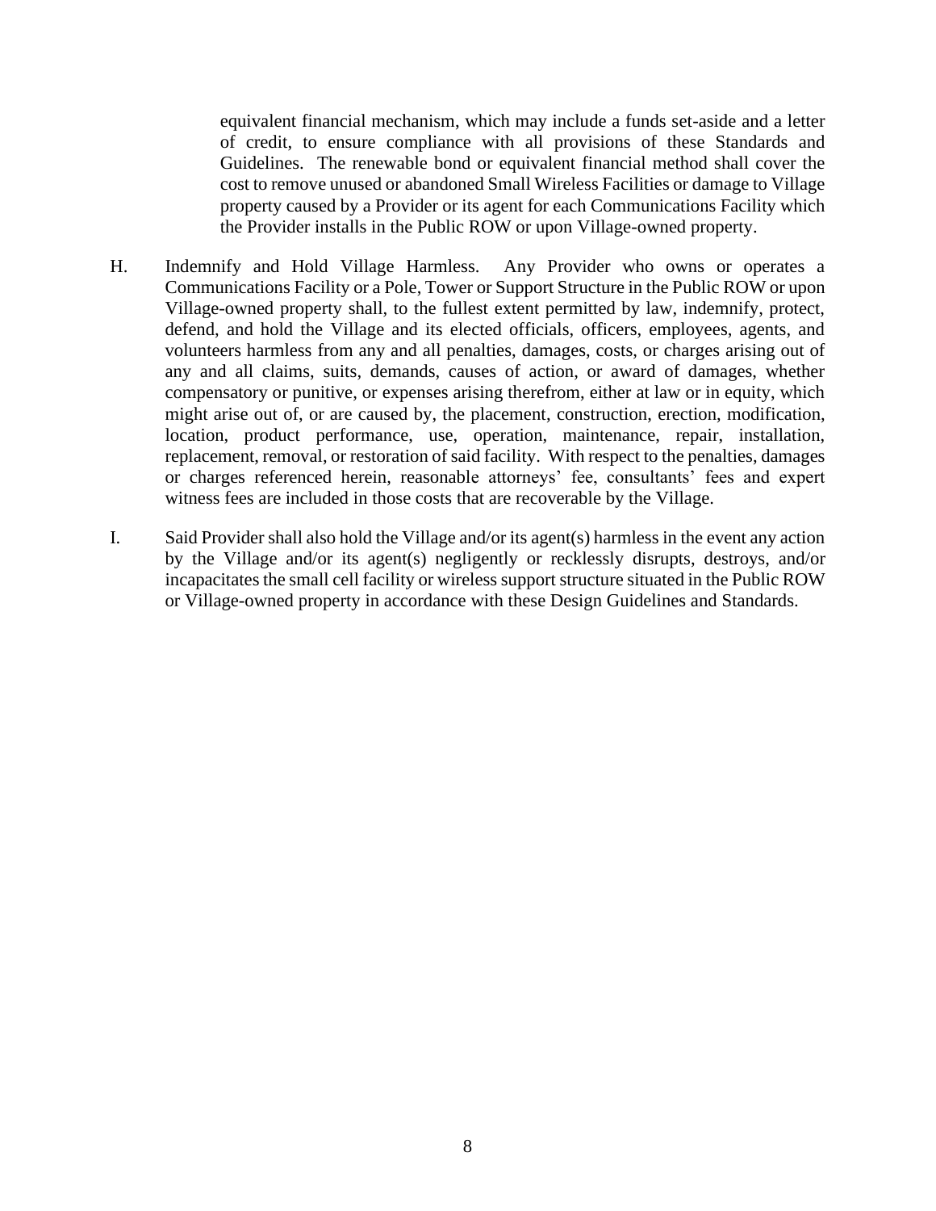equivalent financial mechanism, which may include a funds set-aside and a letter of credit, to ensure compliance with all provisions of these Standards and Guidelines. The renewable bond or equivalent financial method shall cover the cost to remove unused or abandoned Small Wireless Facilities or damage to Village property caused by a Provider or its agent for each Communications Facility which the Provider installs in the Public ROW or upon Village-owned property.

H. Indemnify and Hold Village Harmless. Any Provider who owns or operates a Communications Facility or a Pole, Tower or Support Structure in the Public ROW or upon Village-owned property shall, to the fullest extent permitted by law, indemnify, protect, defend, and hold the Village and its elected officials, officers, employees, agents, and volunteers harmless from any and all penalties, damages, costs, or charges arising out of any and all claims, suits, demands, causes of action, or award of damages, whether compensatory or punitive, or expenses arising therefrom, either at law or in equity, which might arise out of, or are caused by, the placement, construction, erection, modification, location, product performance, use, operation, maintenance, repair, installation, replacement, removal, or restoration of said facility. With respect to the penalties, damages or charges referenced herein, reasonable attorneys' fee, consultants' fees and expert witness fees are included in those costs that are recoverable by the Village.

I. Said Provider shall also hold the Village and/or its agent(s) harmless in the event any action by the Village and/or its agent(s) negligently or recklessly disrupts, destroys, and/or incapacitates the small cell facility or wireless support structure situated in the Public ROW or Village-owned property in accordance with these Design Guidelines and Standards.